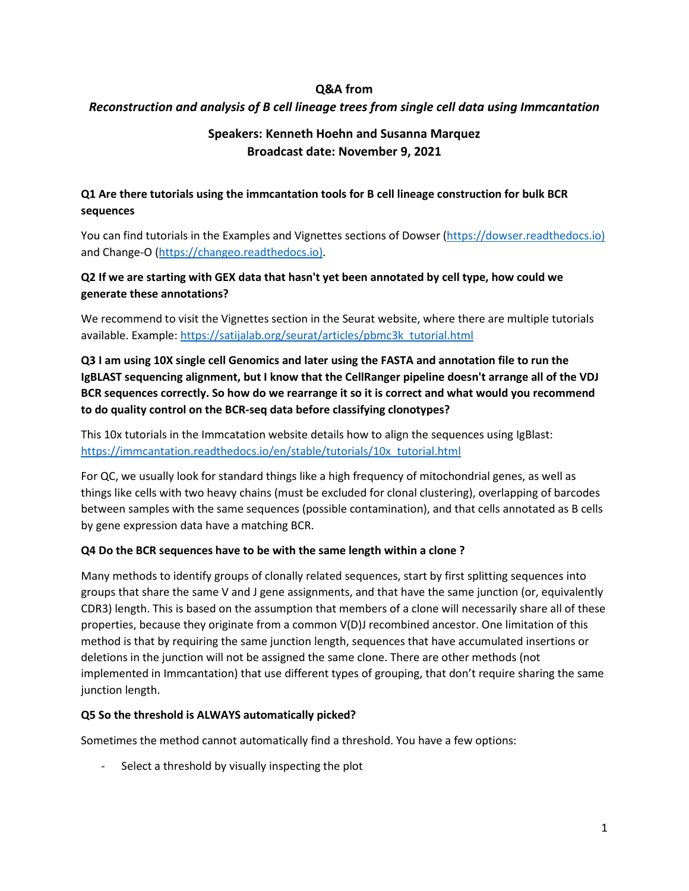# Q&A from

## *Reconstruction and analysis of B cell lineage trees from single cell data using Immcantation*

### Speakers: Kenneth Hoehn and Susanna Marquez
### Broadcast date: November 9, 2021

**Q1 Are there tutorials using the immcantation tools for B cell lineage construction for bulk BCR sequences**

You can find tutorials in the Examples and Vignettes sections of Dowser (https://dowser.readthedocs.io) and Change-O (https://changeo.readthedocs.io).

**Q2 If we are starting with GEX data that hasn't yet been annotated by cell type, how could we generate these annotations?**

We recommend to visit the Vignettes section in the Seurat website, where there are multiple tutorials available. Example: https://satijalab.org/seurat/articles/pbmc3k_tutorial.html

**Q3 I am using 10X single cell Genomics and later using the FASTA and annotation file to run the IgBLAST sequencing alignment, but I know that the CellRanger pipeline doesn't arrange all of the VDJ BCR sequences correctly. So how do we rearrange it so it is correct and what would you recommend to do quality control on the BCR-seq data before classifying clonotypes?**

This 10x tutorials in the Immcatation website details how to align the sequences using IgBlast: https://immcantation.readthedocs.io/en/stable/tutorials/10x_tutorial.html

For QC, we usually look for standard things like a high frequency of mitochondrial genes, as well as things like cells with two heavy chains (must be excluded for clonal clustering), overlapping of barcodes between samples with the same sequences (possible contamination), and that cells annotated as B cells by gene expression data have a matching BCR.

**Q4 Do the BCR sequences have to be with the same length within a clone ?**

Many methods to identify groups of clonally related sequences, start by first splitting sequences into groups that share the same V and J gene assignments, and that have the same junction (or, equivalently CDR3) length. This is based on the assumption that members of a clone will necessarily share all of these properties, because they originate from a common V(D)J recombined ancestor. One limitation of this method is that by requiring the same junction length, sequences that have accumulated insertions or deletions in the junction will not be assigned the same clone. There are other methods (not implemented in Immcantation) that use different types of grouping, that don't require sharing the same junction length.

**Q5 So the threshold is ALWAYS automatically picked?**

Sometimes the method cannot automatically find a threshold. You have a few options:

- Select a threshold by visually inspecting the plot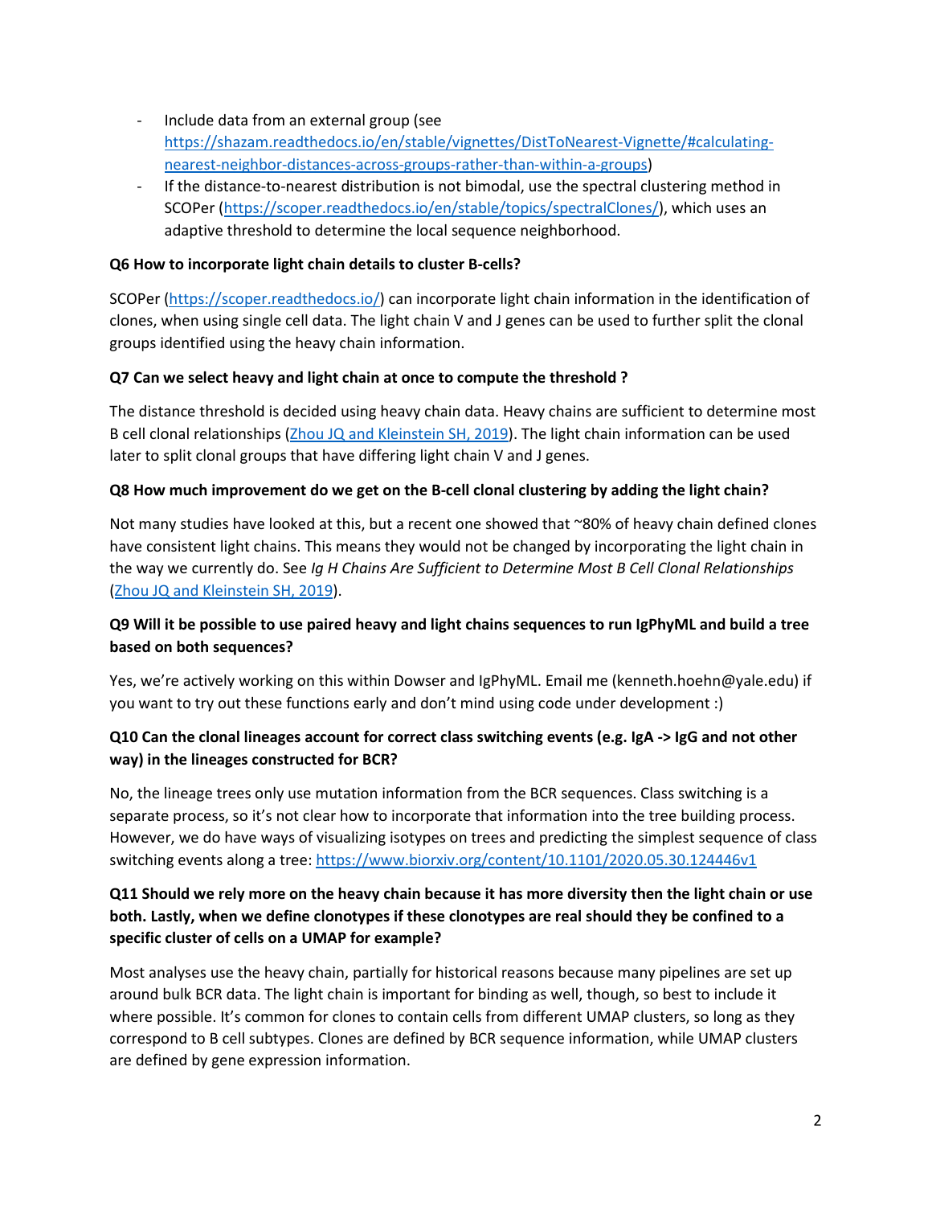- Include data from an external group (see [https://shazam.readthedocs.io/en/stable/vignettes/DistToNearest-Vignette/#calculating-nearest-neighbor-distances-across-groups-rather-than-within-a-groups](https://shazam.readthedocs.io/en/stable/vignettes/DistToNearest-Vignette/#calculating-nearest-neighbor-distances-across-groups-rather-than-within-a-groups))
- If the distance-to-nearest distribution is not bimodal, use the spectral clustering method in SCOPer ([https://scoper.readthedocs.io/en/stable/topics/spectralClones/](https://scoper.readthedocs.io/en/stable/topics/spectralClones/)), which uses an adaptive threshold to determine the local sequence neighborhood.

**Q6 How to incorporate light chain details to cluster B-cells?**

SCOPer ([https://scoper.readthedocs.io/](https://scoper.readthedocs.io/)) can incorporate light chain information in the identification of clones, when using single cell data. The light chain V and J genes can be used to further split the clonal groups identified using the heavy chain information.

**Q7 Can we select heavy and light chain at once to compute the threshold ?**

The distance threshold is decided using heavy chain data. Heavy chains are sufficient to determine most B cell clonal relationships (Zhou JQ and Kleinstein SH, 2019). The light chain information can be used later to split clonal groups that have differing light chain V and J genes.

**Q8 How much improvement do we get on the B-cell clonal clustering by adding the light chain?**

Not many studies have looked at this, but a recent one showed that ~80% of heavy chain defined clones have consistent light chains. This means they would not be changed by incorporating the light chain in the way we currently do. See *Ig H Chains Are Sufficient to Determine Most B Cell Clonal Relationships* (Zhou JQ and Kleinstein SH, 2019).

**Q9 Will it be possible to use paired heavy and light chains sequences to run IgPhyML and build a tree based on both sequences?**

Yes, we're actively working on this within Dowser and IgPhyML. Email me (kenneth.hoehn@yale.edu) if you want to try out these functions early and don't mind using code under development :)

**Q10 Can the clonal lineages account for correct class switching events (e.g. IgA -> IgG and not other way) in the lineages constructed for BCR?**

No, the lineage trees only use mutation information from the BCR sequences. Class switching is a separate process, so it's not clear how to incorporate that information into the tree building process. However, we do have ways of visualizing isotypes on trees and predicting the simplest sequence of class switching events along a tree: [https://www.biorxiv.org/content/10.1101/2020.05.30.124446v1](https://www.biorxiv.org/content/10.1101/2020.05.30.124446v1)

**Q11 Should we rely more on the heavy chain because it has more diversity then the light chain or use both. Lastly, when we define clonotypes if these clonotypes are real should they be confined to a specific cluster of cells on a UMAP for example?**

Most analyses use the heavy chain, partially for historical reasons because many pipelines are set up around bulk BCR data. The light chain is important for binding as well, though, so best to include it where possible. It's common for clones to contain cells from different UMAP clusters, so long as they correspond to B cell subtypes. Clones are defined by BCR sequence information, while UMAP clusters are defined by gene expression information.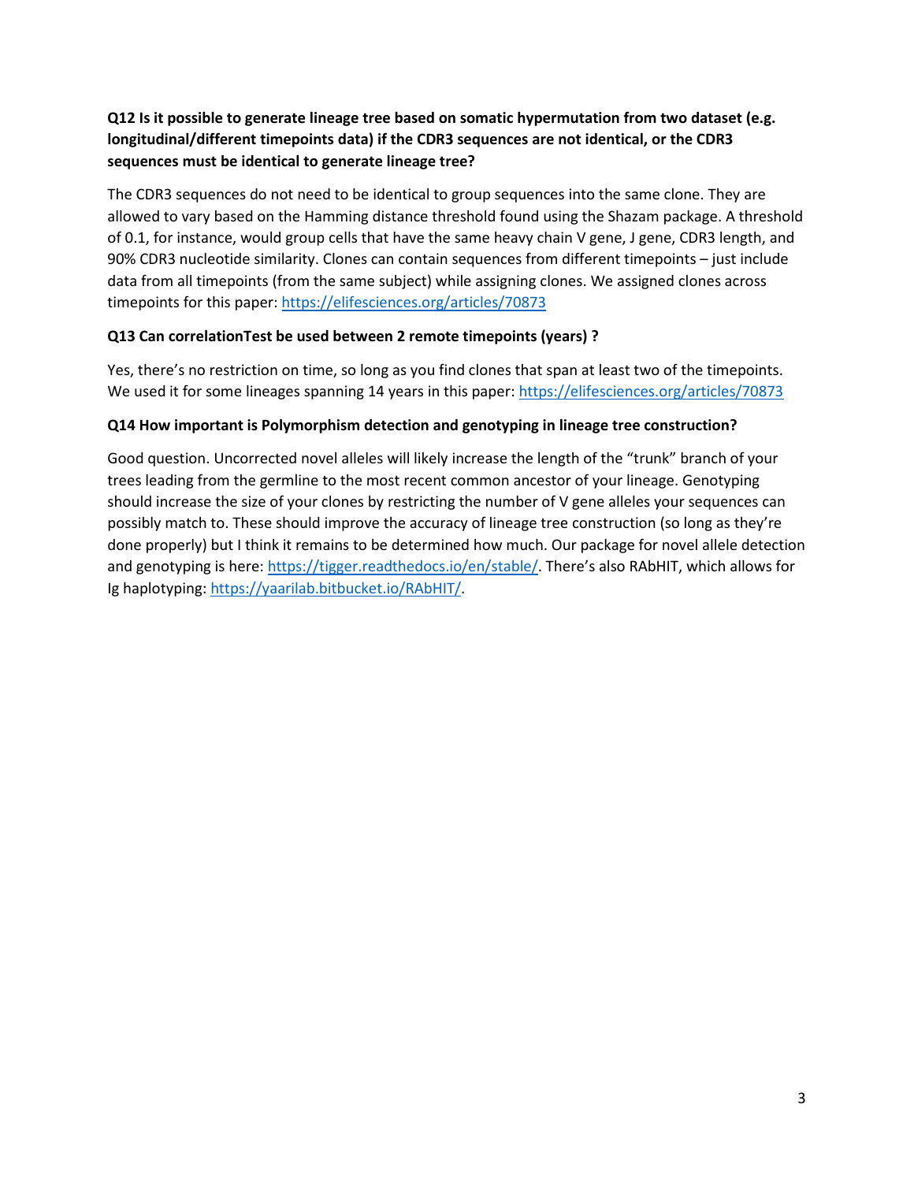**Q12 Is it possible to generate lineage tree based on somatic hypermutation from two dataset (e.g. longitudinal/different timepoints data) if the CDR3 sequences are not identical, or the CDR3 sequences must be identical to generate lineage tree?**

The CDR3 sequences do not need to be identical to group sequences into the same clone. They are allowed to vary based on the Hamming distance threshold found using the Shazam package. A threshold of 0.1, for instance, would group cells that have the same heavy chain V gene, J gene, CDR3 length, and 90% CDR3 nucleotide similarity. Clones can contain sequences from different timepoints – just include data from all timepoints (from the same subject) while assigning clones. We assigned clones across timepoints for this paper: https://elifesciences.org/articles/70873

**Q13 Can correlationTest be used between 2 remote timepoints (years) ?**

Yes, there's no restriction on time, so long as you find clones that span at least two of the timepoints. We used it for some lineages spanning 14 years in this paper: https://elifesciences.org/articles/70873

**Q14 How important is Polymorphism detection and genotyping in lineage tree construction?**

Good question. Uncorrected novel alleles will likely increase the length of the "trunk" branch of your trees leading from the germline to the most recent common ancestor of your lineage. Genotyping should increase the size of your clones by restricting the number of V gene alleles your sequences can possibly match to. These should improve the accuracy of lineage tree construction (so long as they're done properly) but I think it remains to be determined how much. Our package for novel allele detection and genotyping is here: https://tigger.readthedocs.io/en/stable/. There's also RAbHIT, which allows for Ig haplotyping: https://yaarilab.bitbucket.io/RAbHIT/.